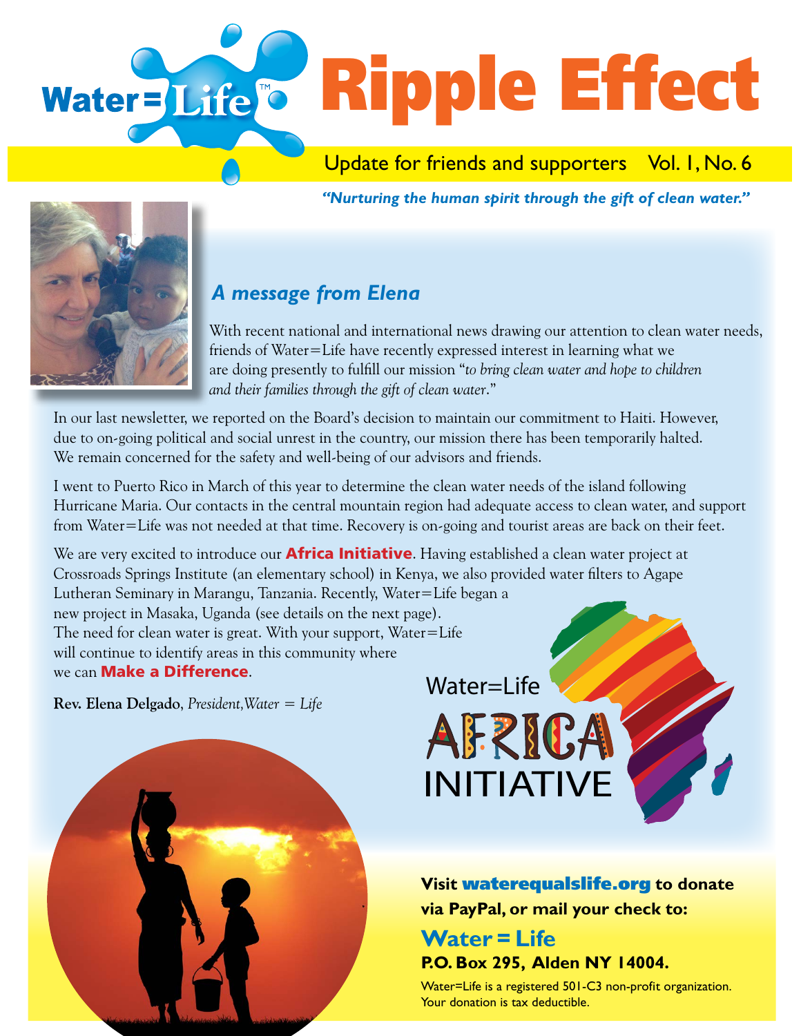# Water=Life™ Ripple Effect

Update for friends and supporters Vol. 1, No. 6

*"Nurturing the human spirit through the gift of clean water."*

## *A message from Elena*

With recent national and international news drawing our attention to clean water needs, friends of Water=Life have recently expressed interest in learning what we are doing presently to fulfill our mission "*to bring clean water and hope to children and their families through the gift of clean water*."

In our last newsletter, we reported on the Board's decision to maintain our commitment to Haiti. However, due to on-going political and social unrest in the country, our mission there has been temporarily halted. We remain concerned for the safety and well-being of our advisors and friends.

I went to Puerto Rico in March of this year to determine the clean water needs of the island following Hurricane Maria. Our contacts in the central mountain region had adequate access to clean water, and support from Water=Life was not needed at that time. Recovery is on-going and tourist areas are back on their feet.

We are very excited to introduce our **Africa Initiative**. Having established a clean water project at Crossroads Springs Institute (an elementary school) in Kenya, we also provided water filters to Agape Lutheran Seminary in Marangu, Tanzania. Recently, Water=Life began a new project in Masaka, Uganda (see details on the next page). The need for clean water is great. With your support, Water=Life will continue to identify areas in this community where we can **Make a Difference**.

**Rev. Elena Delgado**, *President, Water = Life*

Water=Life AFRICA INITIATIVE

**Visit waterequalslife.org to donate via PayPal, or mail your check to:**

**Water = Life**
**P.O. Box 295, Alden NY 14004.**

Water=Life is a registered 501-C3 non-profit organization. Your donation is tax deductible.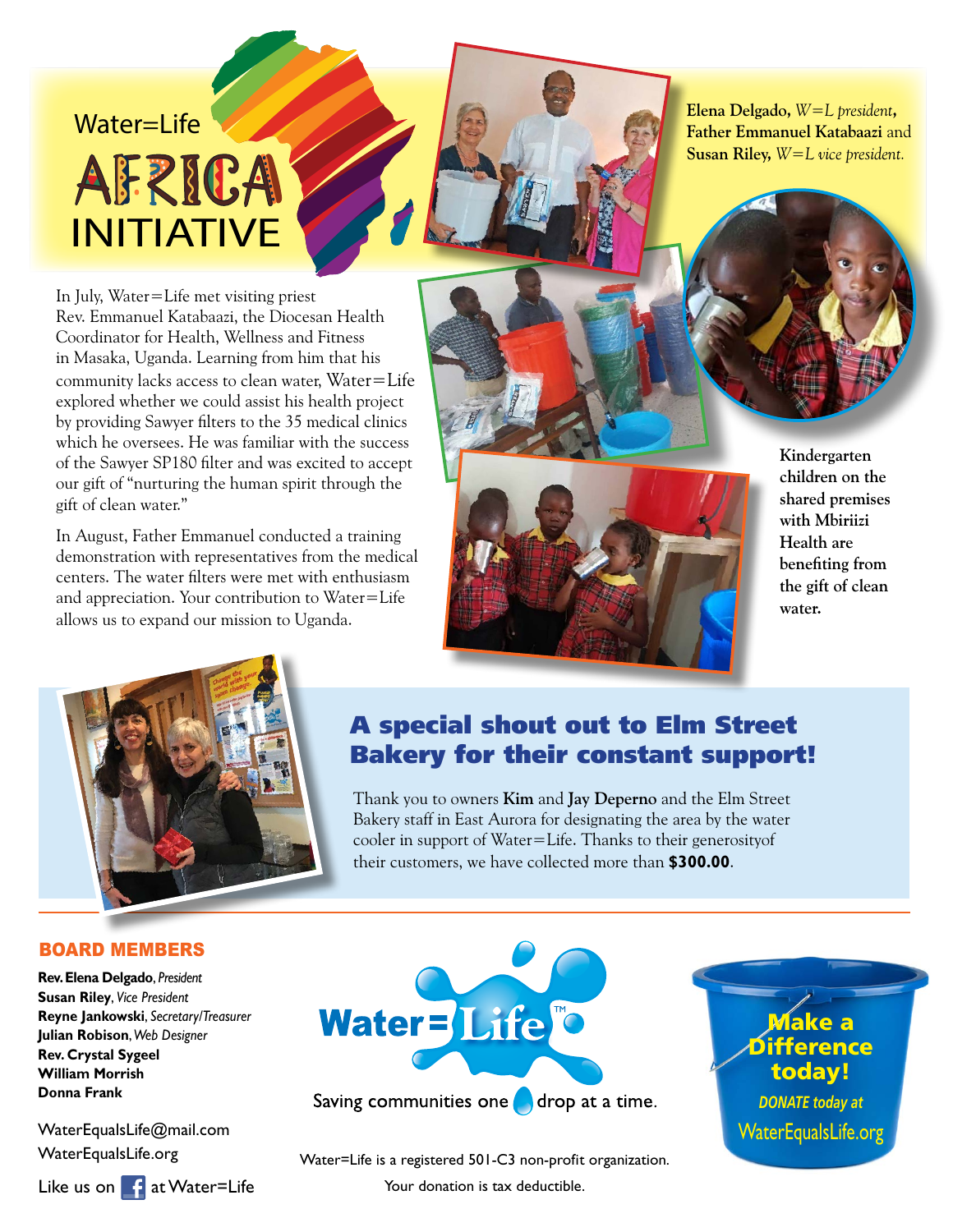# Water=Life AFRICA INITIATIVE

Elena Delgado, *W=L president*, Father Emmanuel Katabaazi and Susan Riley, *W=L vice president.*

In July, Water=Life met visiting priest Rev. Emmanuel Katabaazi, the Diocesan Health Coordinator for Health, Wellness and Fitness in Masaka, Uganda. Learning from him that his community lacks access to clean water, Water=Life explored whether we could assist his health project by providing Sawyer filters to the 35 medical clinics which he oversees. He was familiar with the success of the Sawyer SP180 filter and was excited to accept our gift of "nurturing the human spirit through the gift of clean water."

In August, Father Emmanuel conducted a training demonstration with representatives from the medical centers. The water filters were met with enthusiasm and appreciation. Your contribution to Water=Life allows us to expand our mission to Uganda.

**Kindergarten children on the shared premises with Mbiriizi Health are benefiting from the gift of clean water.**

## A special shout out to Elm Street Bakery for their constant support!

Thank you to owners **Kim** and **Jay Deperno** and the Elm Street Bakery staff in East Aurora for designating the area by the water cooler in support of Water=Life. Thanks to their generosityof their customers, we have collected more than **$300.00**.

### BOARD MEMBERS

**Rev. Elena Delgado**, *President*
**Susan Riley**, *Vice President*
**Reyne Jankowski**, *Secretary/Treasurer*
**Julian Robison**, *Web Designer*
**Rev. Crystal Sygeel**
**William Morrish**
**Donna Frank**

WaterEqualsLife@mail.com
WaterEqualsLife.org

Like us on Facebook at Water=Life

Water=Life™

Saving communities one drop at a time.

Water=Life is a registered 501-C3 non-profit organization.
Your donation is tax deductible.

**Make a Difference today!**
*DONATE today at*
WaterEqualsLife.org